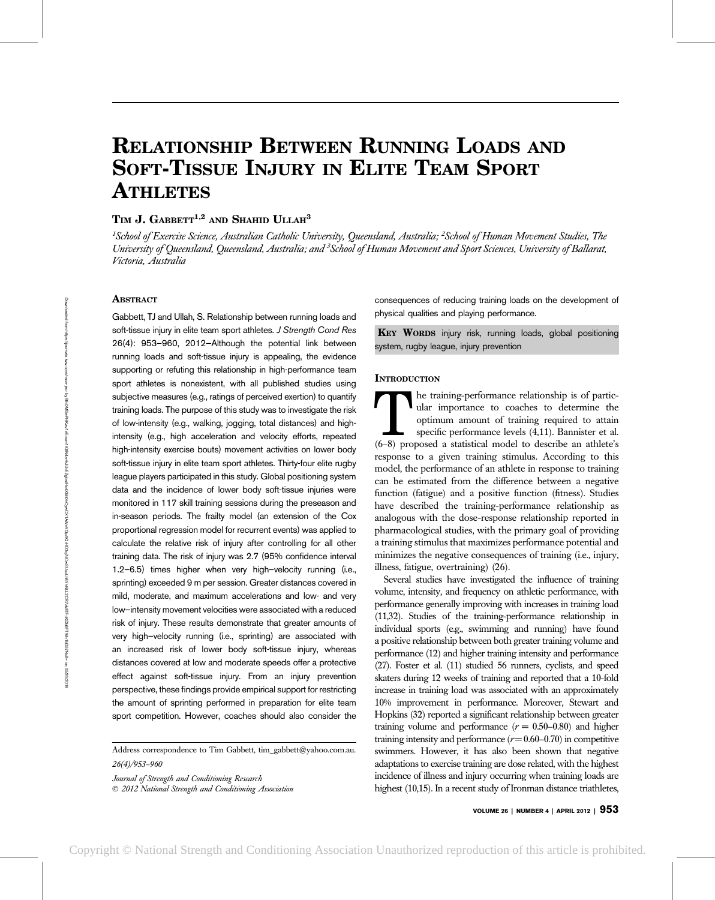# Relationship Between Running Loads and Soft-Tissue Injury in Elite Team Sport Athletes

**Tim J. Gabbett[1,2] and Shahid Ullah[3]**

*[1]School of Exercise Science, Australian Catholic University, Queensland, Australia; [2]School of Human Movement Studies, The University of Queensland, Queensland, Australia; and [3]School of Human Movement and Sport Sciences, University of Ballarat, Victoria, Australia*

## Abstract

Gabbett, TJ and Ullah, S. Relationship between running loads and soft-tissue injury in elite team sport athletes. *J Strength Cond Res* 26(4): 953–960, 2012—Although the potential link between running loads and soft-tissue injury is appealing, the evidence supporting or refuting this relationship in high-performance team sport athletes is nonexistent, with all published studies using subjective measures (e.g., ratings of perceived exertion) to quantify training loads. The purpose of this study was to investigate the risk of low-intensity (e.g., walking, jogging, total distances) and high-intensity (e.g., high acceleration and velocity efforts, repeated high-intensity exercise bouts) movement activities on lower body soft-tissue injury in elite team sport athletes. Thirty-four elite rugby league players participated in this study. Global positioning system data and the incidence of lower body soft-tissue injuries were monitored in 117 skill training sessions during the preseason and in-season periods. The frailty model (an extension of the Cox proportional regression model for recurrent events) was applied to calculate the relative risk of injury after controlling for all other training data. The risk of injury was 2.7 (95% confidence interval 1.2–6.5) times higher when very high–velocity running (i.e., sprinting) exceeded 9 m per session. Greater distances covered in mild, moderate, and maximum accelerations and low- and very low–intensity movement velocities were associated with a reduced risk of injury. These results demonstrate that greater amounts of very high–velocity running (i.e., sprinting) are associated with an increased risk of lower body soft-tissue injury, whereas distances covered at low and moderate speeds offer a protective effect against soft-tissue injury. From an injury prevention perspective, these findings provide empirical support for restricting the amount of sprinting performed in preparation for elite team sport competition. However, coaches should also consider the consequences of reducing training loads on the development of physical qualities and playing performance.

**Key Words** injury risk, running loads, global positioning system, rugby league, injury prevention

Address correspondence to Tim Gabbett, tim_gabbett@yahoo.com.au.

*26(4)/953–960*

*Journal of Strength and Conditioning Research*
*© 2012 National Strength and Conditioning Association*

## Introduction

The training-performance relationship is of particular importance to coaches to determine the optimum amount of training required to attain specific performance levels (4,11). Bannister et al. (6–8) proposed a statistical model to describe an athlete's response to a given training stimulus. According to this model, the performance of an athlete in response to training can be estimated from the difference between a negative function (fatigue) and a positive function (fitness). Studies have described the training-performance relationship as analogous with the dose-response relationship reported in pharmacological studies, with the primary goal of providing a training stimulus that maximizes performance potential and minimizes the negative consequences of training (i.e., injury, illness, fatigue, overtraining) (26).

Several studies have investigated the influence of training volume, intensity, and frequency on athletic performance, with performance generally improving with increases in training load (11,32). Studies of the training-performance relationship in individual sports (e.g., swimming and running) have found a positive relationship between both greater training volume and performance (12) and higher training intensity and performance (27). Foster et al. (11) studied 56 runners, cyclists, and speed skaters during 12 weeks of training and reported that a 10-fold increase in training load was associated with an approximately 10% improvement in performance. Moreover, Stewart and Hopkins (32) reported a significant relationship between greater training volume and performance ($r = 0.50$–$0.80$) and higher training intensity and performance ($r = 0.60$–$0.70$) in competitive swimmers. However, it has also been shown that negative adaptations to exercise training are dose related, with the highest incidence of illness and injury occurring when training loads are highest (10,15). In a recent study of Ironman distance triathletes,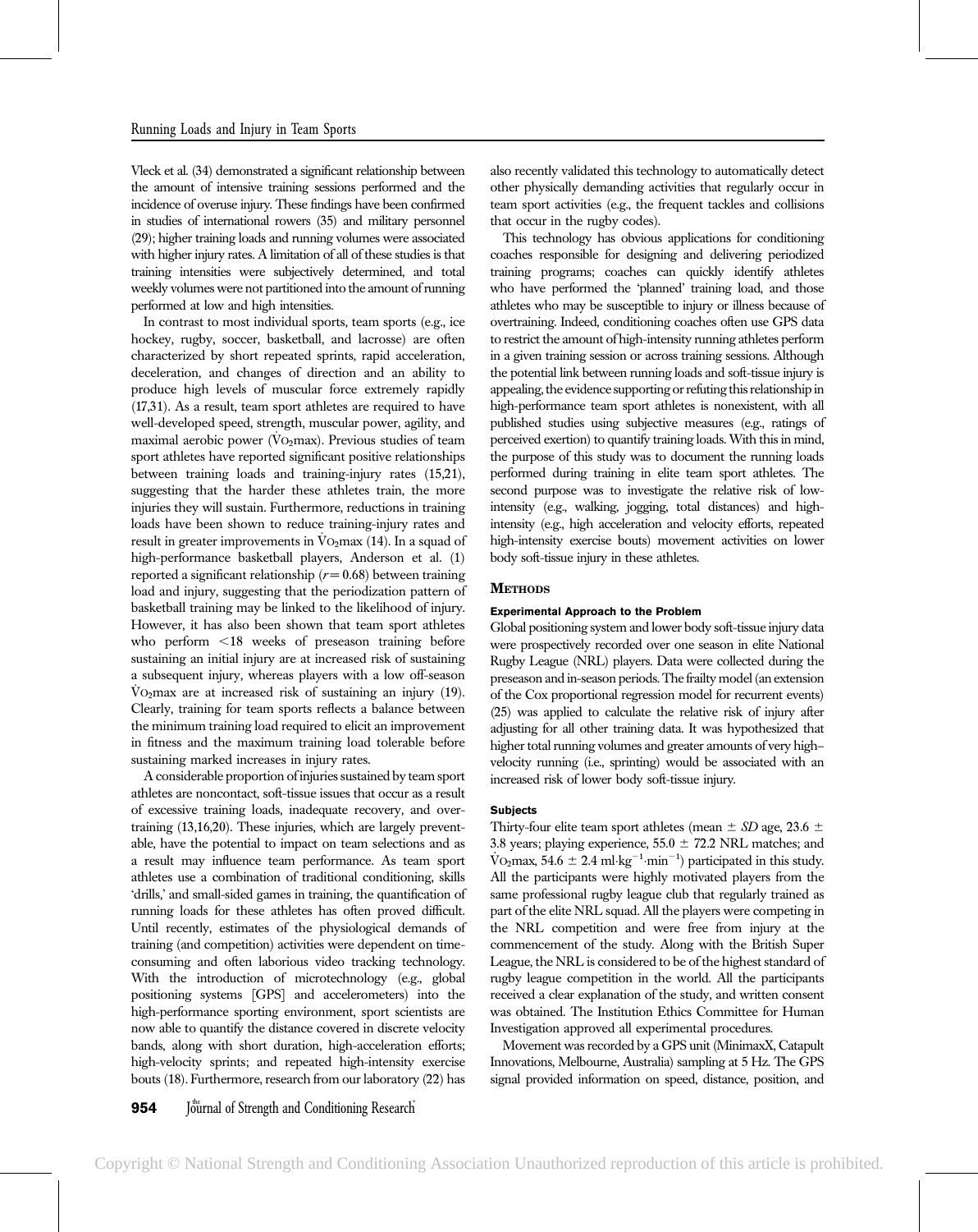Vleck et al. (34) demonstrated a significant relationship between the amount of intensive training sessions performed and the incidence of overuse injury. These findings have been confirmed in studies of international rowers (35) and military personnel (29); higher training loads and running volumes were associated with higher injury rates. A limitation of all of these studies is that training intensities were subjectively determined, and total weekly volumes were not partitioned into the amount of running performed at low and high intensities.

In contrast to most individual sports, team sports (e.g., ice hockey, rugby, soccer, basketball, and lacrosse) are often characterized by short repeated sprints, rapid acceleration, deceleration, and changes of direction and an ability to produce high levels of muscular force extremely rapidly (17,31). As a result, team sport athletes are required to have well-developed speed, strength, muscular power, agility, and maximal aerobic power ($\dot{V}O_2$max). Previous studies of team sport athletes have reported significant positive relationships between training loads and training-injury rates (15,21), suggesting that the harder these athletes train, the more injuries they will sustain. Furthermore, reductions in training loads have been shown to reduce training-injury rates and result in greater improvements in $\dot{V}O_2$max (14). In a squad of high-performance basketball players, Anderson et al. (1) reported a significant relationship ($r = 0.68$) between training load and injury, suggesting that the periodization pattern of basketball training may be linked to the likelihood of injury. However, it has also been shown that team sport athletes who perform <18 weeks of preseason training before sustaining an initial injury are at increased risk of sustaining a subsequent injury, whereas players with a low off-season $\dot{V}O_2$max are at increased risk of sustaining an injury (19). Clearly, training for team sports reflects a balance between the minimum training load required to elicit an improvement in fitness and the maximum training load tolerable before sustaining marked increases in injury rates.

A considerable proportion of injuries sustained by team sport athletes are noncontact, soft-tissue issues that occur as a result of excessive training loads, inadequate recovery, and overtraining (13,16,20). These injuries, which are largely preventable, have the potential to impact on team selections and as a result may influence team performance. As team sport athletes use a combination of traditional conditioning, skills 'drills,' and small-sided games in training, the quantification of running loads for these athletes has often proved difficult. Until recently, estimates of the physiological demands of training (and competition) activities were dependent on time-consuming and often laborious video tracking technology. With the introduction of microtechnology (e.g., global positioning systems [GPS] and accelerometers) into the high-performance sporting environment, sport scientists are now able to quantify the distance covered in discrete velocity bands, along with short duration, high-acceleration efforts; high-velocity sprints; and repeated high-intensity exercise bouts (18). Furthermore, research from our laboratory (22) has also recently validated this technology to automatically detect other physically demanding activities that regularly occur in team sport activities (e.g., the frequent tackles and collisions that occur in the rugby codes).

This technology has obvious applications for conditioning coaches responsible for designing and delivering periodized training programs; coaches can quickly identify athletes who have performed the 'planned' training load, and those athletes who may be susceptible to injury or illness because of overtraining. Indeed, conditioning coaches often use GPS data to restrict the amount of high-intensity running athletes perform in a given training session or across training sessions. Although the potential link between running loads and soft-tissue injury is appealing, the evidence supporting or refuting this relationship in high-performance team sport athletes is nonexistent, with all published studies using subjective measures (e.g., ratings of perceived exertion) to quantify training loads. With this in mind, the purpose of this study was to document the running loads performed during training in elite team sport athletes. The second purpose was to investigate the relative risk of low-intensity (e.g., walking, jogging, total distances) and high-intensity (e.g., high acceleration and velocity efforts, repeated high-intensity exercise bouts) movement activities on lower body soft-tissue injury in these athletes.

## Methods

### Experimental Approach to the Problem

Global positioning system and lower body soft-tissue injury data were prospectively recorded over one season in elite National Rugby League (NRL) players. Data were collected during the preseason and in-season periods. The frailty model (an extension of the Cox proportional regression model for recurrent events) (25) was applied to calculate the relative risk of injury after adjusting for all other training data. It was hypothesized that higher total running volumes and greater amounts of very high–velocity running (i.e., sprinting) would be associated with an increased risk of lower body soft-tissue injury.

### Subjects

Thirty-four elite team sport athletes (mean ± *SD* age, 23.6 ± 3.8 years; playing experience, 55.0 ± 72.2 NRL matches; and $\dot{V}O_2$max, 54.6 ± 2.4 ml·kg$^{-1}$·min$^{-1}$) participated in this study. All the participants were highly motivated players from the same professional rugby league club that regularly trained as part of the elite NRL squad. All the players were competing in the NRL competition and were free from injury at the commencement of the study. Along with the British Super League, the NRL is considered to be of the highest standard of rugby league competition in the world. All the participants received a clear explanation of the study, and written consent was obtained. The Institution Ethics Committee for Human Investigation approved all experimental procedures.

Movement was recorded by a GPS unit (MinimaxX, Catapult Innovations, Melbourne, Australia) sampling at 5 Hz. The GPS signal provided information on speed, distance, position, and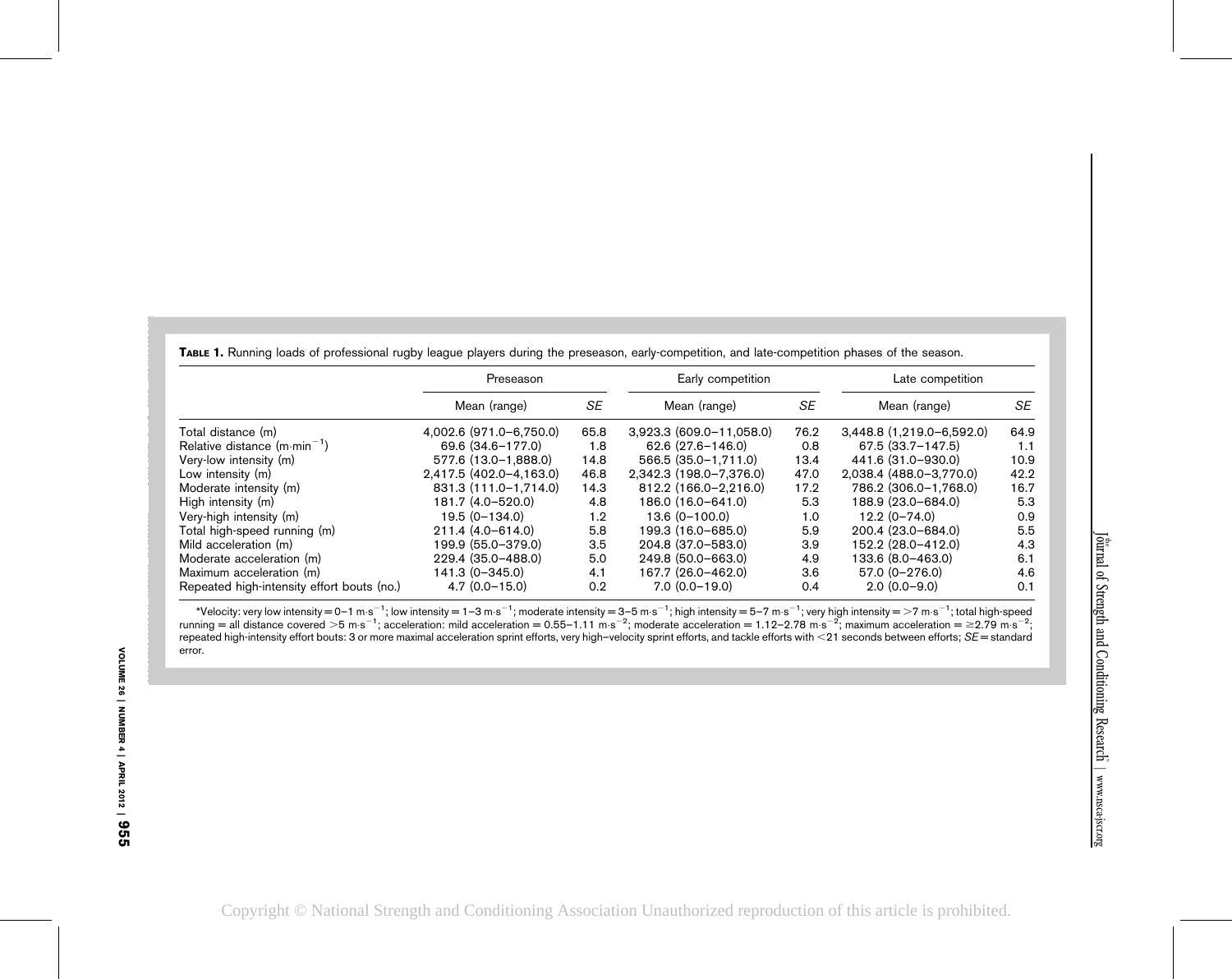**TABLE 1.** Running loads of professional rugby league players during the preseason, early-competition, and late-competition phases of the season.

| | Preseason | | Early competition | | Late competition | |
|---|---|---|---|---|---|---|
| | Mean (range) | *SE* | Mean (range) | *SE* | Mean (range) | *SE* |
| Total distance (m) | 4,002.6 (971.0–6,750.0) | 65.8 | 3,923.3 (609.0–11,058.0) | 76.2 | 3,448.8 (1,219.0–6,592.0) | 64.9 |
| Relative distance ($m \cdot min^{-1}$) | 69.6 (34.6–177.0) | 1.8 | 62.6 (27.6–146.0) | 0.8 | 67.5 (33.7–147.5) | 1.1 |
| Very-low intensity (m) | 577.6 (13.0–1,888.0) | 14.8 | 566.5 (35.0–1,711.0) | 13.4 | 441.6 (31.0–930.0) | 10.9 |
| Low intensity (m) | 2,417.5 (402.0–4,163.0) | 46.8 | 2,342.3 (198.0–7,376.0) | 47.0 | 2,038.4 (488.0–3,770.0) | 42.2 |
| Moderate intensity (m) | 831.3 (111.0–1,714.0) | 14.3 | 812.2 (166.0–2,216.0) | 17.2 | 786.2 (306.0–1,768.0) | 16.7 |
| High intensity (m) | 181.7 (4.0–520.0) | 4.8 | 186.0 (16.0–641.0) | 5.3 | 188.9 (23.0–684.0) | 5.3 |
| Very-high intensity (m) | 19.5 (0–134.0) | 1.2 | 13.6 (0–100.0) | 1.0 | 12.2 (0–74.0) | 0.9 |
| Total high-speed running (m) | 211.4 (4.0–614.0) | 5.8 | 199.3 (16.0–685.0) | 5.9 | 200.4 (23.0–684.0) | 5.5 |
| Mild acceleration (m) | 199.9 (55.0–379.0) | 3.5 | 204.8 (37.0–583.0) | 3.9 | 152.2 (28.0–412.0) | 4.3 |
| Moderate acceleration (m) | 229.4 (35.0–488.0) | 5.0 | 249.8 (50.0–663.0) | 4.9 | 133.6 (8.0–463.0) | 6.1 |
| Maximum acceleration (m) | 141.3 (0–345.0) | 4.1 | 167.7 (26.0–462.0) | 3.6 | 57.0 (0–276.0) | 4.6 |
| Repeated high-intensity effort bouts (no.) | 4.7 (0.0–15.0) | 0.2 | 7.0 (0.0–19.0) | 0.4 | 2.0 (0.0–9.0) | 0.1 |

*Velocity: very low intensity = 0–1 $m \cdot s^{-1}$; low intensity = 1–3 $m \cdot s^{-1}$; moderate intensity = 3–5 $m \cdot s^{-1}$; high intensity = 5–7 $m \cdot s^{-1}$; very high intensity = >7 $m \cdot s^{-1}$; total high-speed running = all distance covered >5 $m \cdot s^{-1}$; acceleration: mild acceleration = 0.55–1.11 $m \cdot s^{-2}$; moderate acceleration = 1.12–2.78 $m \cdot s^{-2}$; maximum acceleration = ≥2.79 $m \cdot s^{-2}$; repeated high-intensity effort bouts: 3 or more maximal acceleration sprint efforts, very high–velocity sprint efforts, and tackle efforts with <21 seconds between efforts; *SE* = standard error.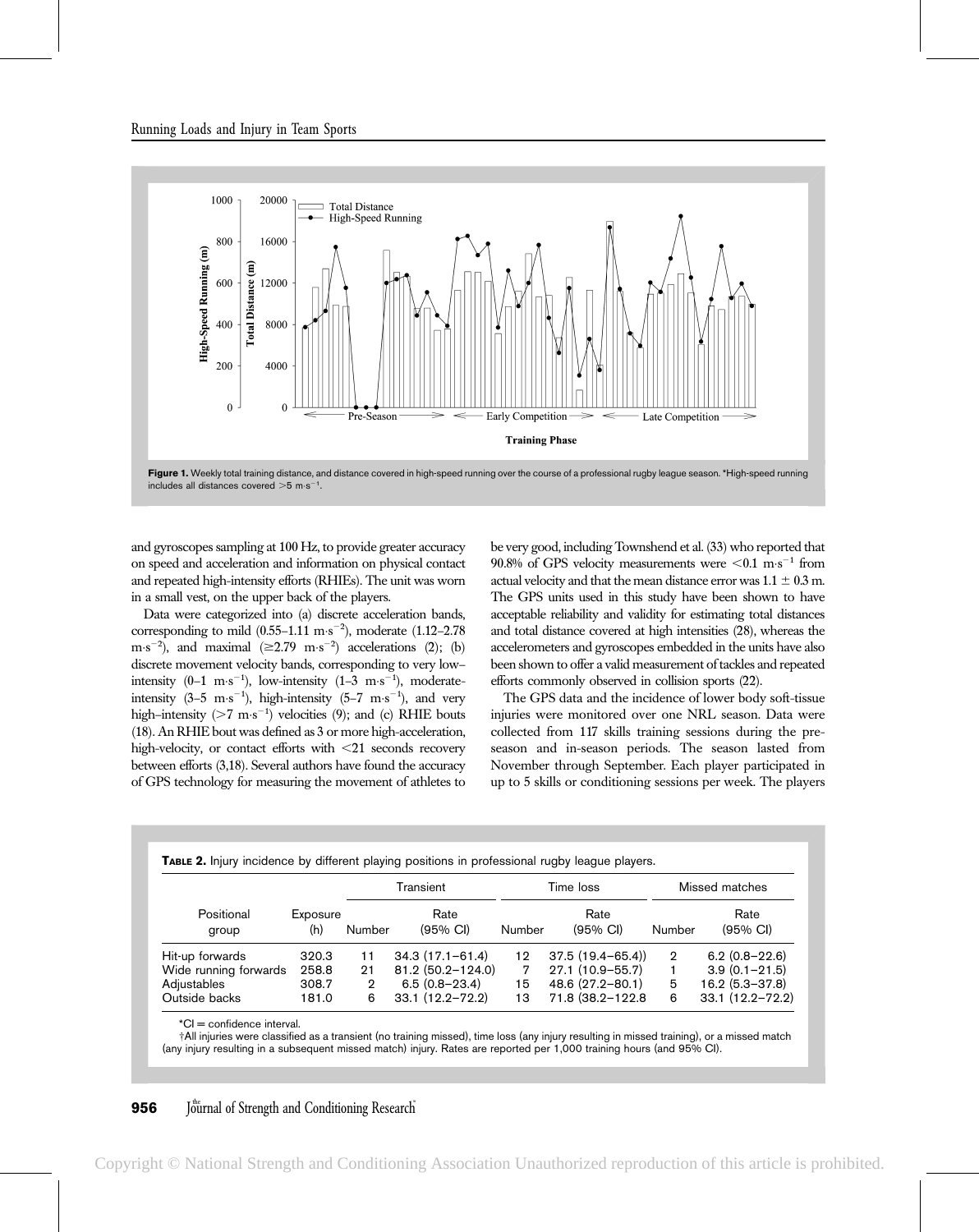**Figure 1.** Weekly total training distance, and distance covered in high-speed running over the course of a professional rugby league season. *High-speed running includes all distances covered $>5$ m·s$^{-1}$.

and gyroscopes sampling at 100 Hz, to provide greater accuracy on speed and acceleration and information on physical contact and repeated high-intensity efforts (RHIEs). The unit was worn in a small vest, on the upper back of the players.

Data were categorized into (a) discrete acceleration bands, corresponding to mild (0.55–1.11 m·s$^{-2}$), moderate (1.12–2.78 m·s$^{-2}$), and maximal ($\geq$2.79 m·s$^{-2}$) accelerations (2); (b) discrete movement velocity bands, corresponding to very low–intensity (0–1 m·s$^{-1}$), low-intensity (1–3 m·s$^{-1}$), moderate-intensity (3–5 m·s$^{-1}$), high-intensity (5–7 m·s$^{-1}$), and very high–intensity ($>$7 m·s$^{-1}$) velocities (9); and (c) RHIE bouts (18). An RHIE bout was defined as 3 or more high-acceleration, high-velocity, or contact efforts with $<$21 seconds recovery between efforts (3,18). Several authors have found the accuracy of GPS technology for measuring the movement of athletes to be very good, including Townshend et al. (33) who reported that 90.8% of GPS velocity measurements were $<$0.1 m·s$^{-1}$ from actual velocity and that the mean distance error was 1.1 $\pm$ 0.3 m. The GPS units used in this study have been shown to have acceptable reliability and validity for estimating total distances and total distance covered at high intensities (28), whereas the accelerometers and gyroscopes embedded in the units have also been shown to offer a valid measurement of tackles and repeated efforts commonly observed in collision sports (22).

The GPS data and the incidence of lower body soft-tissue injuries were monitored over one NRL season. Data were collected from 117 skills training sessions during the preseason and in-season periods. The season lasted from November through September. Each player participated in up to 5 skills or conditioning sessions per week. The players

**Table 2.** Injury incidence by different playing positions in professional rugby league players.

| Positional group | Exposure (h) | Transient | | Time loss | | Missed matches | |
|---|---|---|---|---|---|---|---|
| | | Number | Rate (95% CI) | Number | Rate (95% CI) | Number | Rate (95% CI) |
| Hit-up forwards | 320.3 | 11 | 34.3 (17.1–61.4) | 12 | 37.5 (19.4–65.4)) | 2 | 6.2 (0.8–22.6) |
| Wide running forwards | 258.8 | 21 | 81.2 (50.2–124.0) | 7 | 27.1 (10.9–55.7) | 1 | 3.9 (0.1–21.5) |
| Adjustables | 308.7 | 2 | 6.5 (0.8–23.4) | 15 | 48.6 (27.2–80.1) | 5 | 16.2 (5.3–37.8) |
| Outside backs | 181.0 | 6 | 33.1 (12.2–72.2) | 13 | 71.8 (38.2–122.8 | 6 | 33.1 (12.2–72.2) |

*CI = confidence interval.

†All injuries were classified as a transient (no training missed), time loss (any injury resulting in missed training), or a missed match (any injury resulting in a subsequent missed match) injury. Rates are reported per 1,000 training hours (and 95% CI).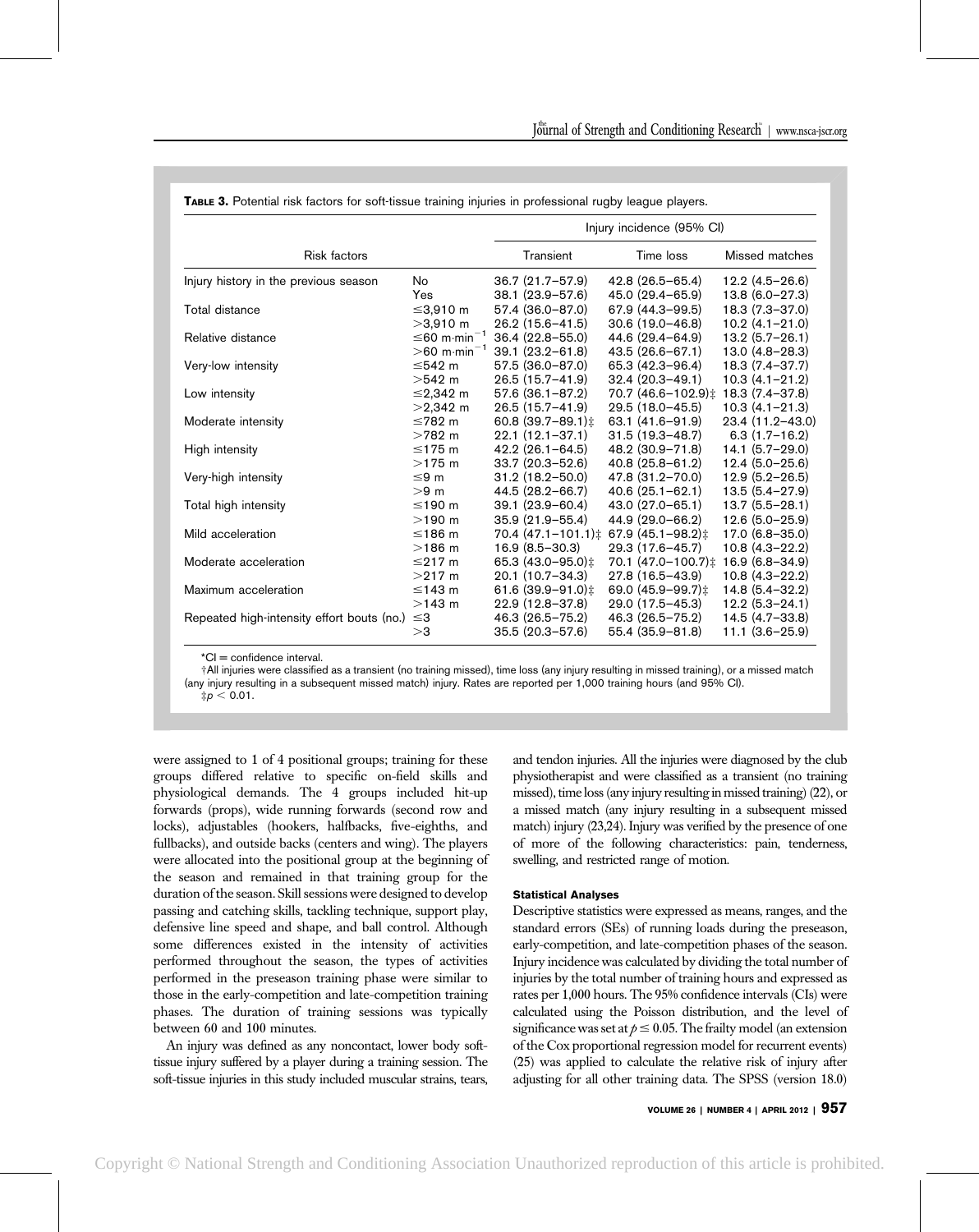**TABLE 3.** Potential risk factors for soft-tissue training injuries in professional rugby league players.

| Risk factors | | Injury incidence (95% CI) | | |
|---|---|---|---|---|
| | | Transient | Time loss | Missed matches |
| Injury history in the previous season | No | 36.7 (21.7–57.9) | 42.8 (26.5–65.4) | 12.2 (4.5–26.6) |
| | Yes | 38.1 (23.9–57.6) | 45.0 (29.4–65.9) | 13.8 (6.0–27.3) |
| Total distance | ≤3,910 m | 57.4 (36.0–87.0) | 67.9 (44.3–99.5) | 18.3 (7.3–37.0) |
| | >3,910 m | 26.2 (15.6–41.5) | 30.6 (19.0–46.8) | 10.2 (4.1–21.0) |
| Relative distance | ≤60 m·min$^{-1}$ | 36.4 (22.8–55.0) | 44.6 (29.4–64.9) | 13.2 (5.7–26.1) |
| | >60 m·min$^{-1}$ | 39.1 (23.2–61.8) | 43.5 (26.6–67.1) | 13.0 (4.8–28.3) |
| Very-low intensity | ≤542 m | 57.5 (36.0–87.0) | 65.3 (42.3–96.4) | 18.3 (7.4–37.7) |
| | >542 m | 26.5 (15.7–41.9) | 32.4 (20.3–49.1) | 10.3 (4.1–21.2) |
| Low intensity | ≤2,342 m | 57.6 (36.1–87.2) | 70.7 (46.6–102.9)‡ | 18.3 (7.4–37.8) |
| | >2,342 m | 26.5 (15.7–41.9) | 29.5 (18.0–45.5) | 10.3 (4.1–21.3) |
| Moderate intensity | ≤782 m | 60.8 (39.7–89.1)‡ | 63.1 (41.6–91.9) | 23.4 (11.2–43.0) |
| | >782 m | 22.1 (12.1–37.1) | 31.5 (19.3–48.7) | 6.3 (1.7–16.2) |
| High intensity | ≤175 m | 42.2 (26.1–64.5) | 48.2 (30.9–71.8) | 14.1 (5.7–29.0) |
| | >175 m | 33.7 (20.3–52.6) | 40.8 (25.8–61.2) | 12.4 (5.0–25.6) |
| Very-high intensity | ≤9 m | 31.2 (18.2–50.0) | 47.8 (31.2–70.0) | 12.9 (5.2–26.5) |
| | >9 m | 44.5 (28.2–66.7) | 40.6 (25.1–62.1) | 13.5 (5.4–27.9) |
| Total high intensity | ≤190 m | 39.1 (23.9–60.4) | 43.0 (27.0–65.1) | 13.7 (5.5–28.1) |
| | >190 m | 35.9 (21.9–55.4) | 44.9 (29.0–66.2) | 12.6 (5.0–25.9) |
| Mild acceleration | ≤186 m | 70.4 (47.1–101.1)‡ | 67.9 (45.1–98.2)‡ | 17.0 (6.8–35.0) |
| | >186 m | 16.9 (8.5–30.3) | 29.3 (17.6–45.7) | 10.8 (4.3–22.2) |
| Moderate acceleration | ≤217 m | 65.3 (43.0–95.0)‡ | 70.1 (47.0–100.7)‡ | 16.9 (6.8–34.9) |
| | >217 m | 20.1 (10.7–34.3) | 27.8 (16.5–43.9) | 10.8 (4.3–22.2) |
| Maximum acceleration | ≤143 m | 61.6 (39.9–91.0)‡ | 69.0 (45.9–99.7)‡ | 14.8 (5.4–32.2) |
| | >143 m | 22.9 (12.8–37.8) | 29.0 (17.5–45.3) | 12.2 (5.3–24.1) |
| Repeated high-intensity effort bouts (no.) | ≤3 | 46.3 (26.5–75.2) | 46.3 (26.5–75.2) | 14.5 (4.7–33.8) |
| | >3 | 35.5 (20.3–57.6) | 55.4 (35.9–81.8) | 11.1 (3.6–25.9) |

*CI = confidence interval.
†All injuries were classified as a transient (no training missed), time loss (any injury resulting in missed training), or a missed match (any injury resulting in a subsequent missed match) injury. Rates are reported per 1,000 training hours (and 95% CI).
‡$p < 0.01$.

were assigned to 1 of 4 positional groups; training for these groups differed relative to specific on-field skills and physiological demands. The 4 groups included hit-up forwards (props), wide running forwards (second row and locks), adjustables (hookers, halfbacks, five-eighths, and fullbacks), and outside backs (centers and wing). The players were allocated into the positional group at the beginning of the season and remained in that training group for the duration of the season. Skill sessions were designed to develop passing and catching skills, tackling technique, support play, defensive line speed and shape, and ball control. Although some differences existed in the intensity of activities performed throughout the season, the types of activities performed in the preseason training phase were similar to those in the early-competition and late-competition training phases. The duration of training sessions was typically between 60 and 100 minutes.

An injury was defined as any noncontact, lower body soft-tissue injury suffered by a player during a training session. The soft-tissue injuries in this study included muscular strains, tears, and tendon injuries. All the injuries were diagnosed by the club physiotherapist and were classified as a transient (no training missed), time loss (any injury resulting in missed training) (22), or a missed match (any injury resulting in a subsequent missed match) injury (23,24). Injury was verified by the presence of one of more of the following characteristics: pain, tenderness, swelling, and restricted range of motion.

#### Statistical Analyses

Descriptive statistics were expressed as means, ranges, and the standard errors (SEs) of running loads during the preseason, early-competition, and late-competition phases of the season. Injury incidence was calculated by dividing the total number of injuries by the total number of training hours and expressed as rates per 1,000 hours. The 95% confidence intervals (CIs) were calculated using the Poisson distribution, and the level of significance was set at $p \leq 0.05$. The frailty model (an extension of the Cox proportional regression model for recurrent events) (25) was applied to calculate the relative risk of injury after adjusting for all other training data. The SPSS (version 18.0)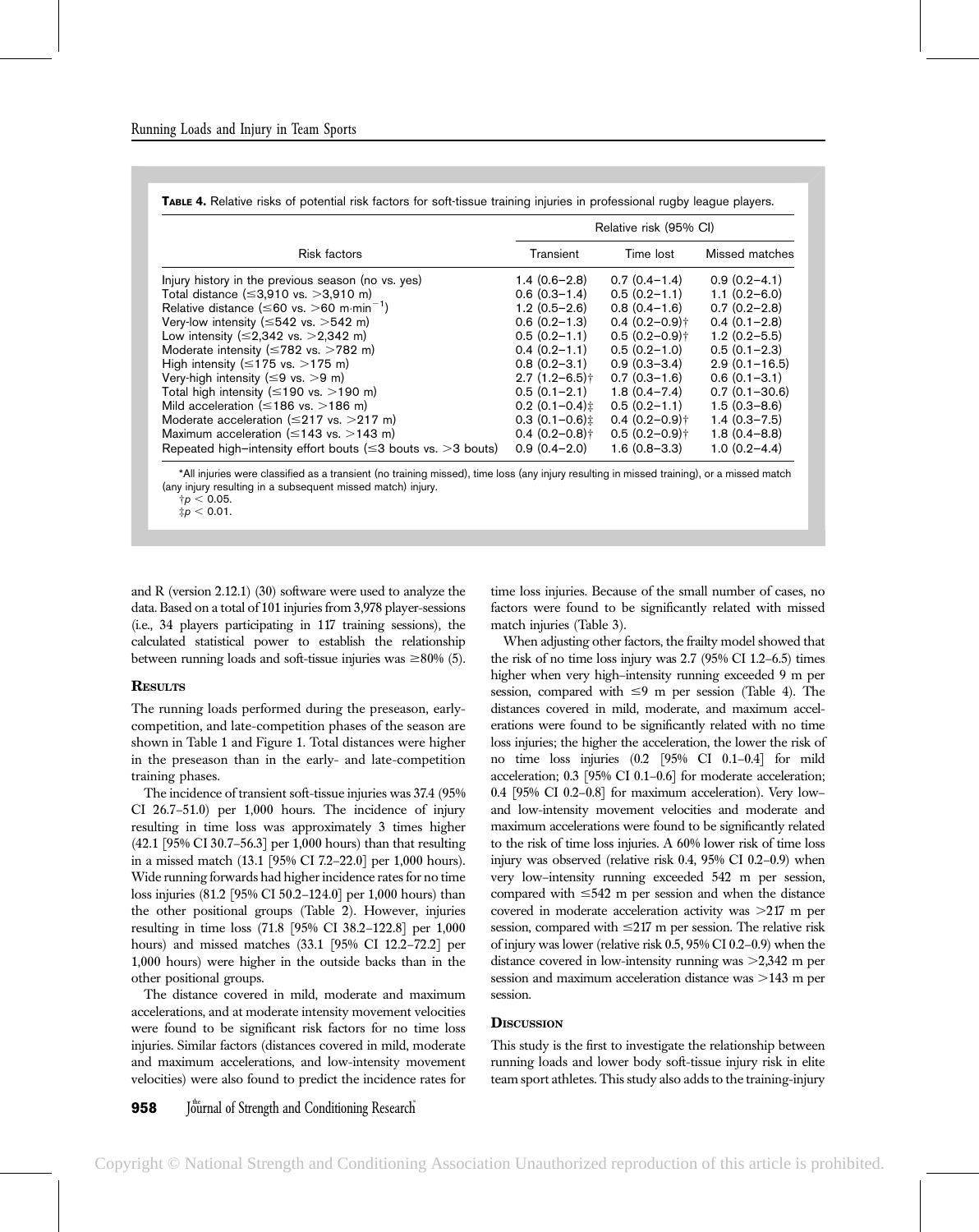**Table 4.** Relative risks of potential risk factors for soft-tissue training injuries in professional rugby league players.

| Risk factors | Relative risk (95% CI) | | |
|---|---|---|---|
| | Transient | Time lost | Missed matches |
| Injury history in the previous season (no vs. yes) | 1.4 (0.6–2.8) | 0.7 (0.4–1.4) | 0.9 (0.2–4.1) |
| Total distance (≤3,910 vs. >3,910 m) | 0.6 (0.3–1.4) | 0.5 (0.2–1.1) | 1.1 (0.2–6.0) |
| Relative distance (≤60 vs. >60 m·min$^{-1}$) | 1.2 (0.5–2.6) | 0.8 (0.4–1.6) | 0.7 (0.2–2.8) |
| Very-low intensity (≤542 vs. >542 m) | 0.6 (0.2–1.3) | 0.4 (0.2–0.9)† | 0.4 (0.1–2.8) |
| Low intensity (≤2,342 vs. >2,342 m) | 0.5 (0.2–1.1) | 0.5 (0.2–0.9)† | 1.2 (0.2–5.5) |
| Moderate intensity (≤782 vs. >782 m) | 0.4 (0.2–1.1) | 0.5 (0.2–1.0) | 0.5 (0.1–2.3) |
| High intensity (≤175 vs. >175 m) | 0.8 (0.2–3.1) | 0.9 (0.3–3.4) | 2.9 (0.1–16.5) |
| Very-high intensity (≤9 vs. >9 m) | 2.7 (1.2–6.5)† | 0.7 (0.3–1.6) | 0.6 (0.1–3.1) |
| Total high intensity (≤190 vs. >190 m) | 0.5 (0.1–2.1) | 1.8 (0.4–7.4) | 0.7 (0.1–30.6) |
| Mild acceleration (≤186 vs. >186 m) | 0.2 (0.1–0.4)‡ | 0.5 (0.2–1.1) | 1.5 (0.3–8.6) |
| Moderate acceleration (≤217 vs. >217 m) | 0.3 (0.1–0.6)‡ | 0.4 (0.2–0.9)† | 1.4 (0.3–7.5) |
| Maximum acceleration (≤143 vs. >143 m) | 0.4 (0.2–0.8)† | 0.5 (0.2–0.9)† | 1.8 (0.4–8.8) |
| Repeated high–intensity effort bouts (≤3 bouts vs. >3 bouts) | 0.9 (0.4–2.0) | 1.6 (0.8–3.3) | 1.0 (0.2–4.4) |

*All injuries were classified as a transient (no training missed), time loss (any injury resulting in missed training), or a missed match (any injury resulting in a subsequent missed match) injury.
†$p < 0.05$.
‡$p < 0.01$.

and R (version 2.12.1) (30) software were used to analyze the data. Based on a total of 101 injuries from 3,978 player-sessions (i.e., 34 players participating in 117 training sessions), the calculated statistical power to establish the relationship between running loads and soft-tissue injuries was ≥80% (5).

## Results

The running loads performed during the preseason, early-competition, and late-competition phases of the season are shown in Table 1 and Figure 1. Total distances were higher in the preseason than in the early- and late-competition training phases.

The incidence of transient soft-tissue injuries was 37.4 (95% CI 26.7–51.0) per 1,000 hours. The incidence of injury resulting in time loss was approximately 3 times higher (42.1 [95% CI 30.7–56.3] per 1,000 hours) than that resulting in a missed match (13.1 [95% CI 7.2–22.0] per 1,000 hours). Wide running forwards had higher incidence rates for no time loss injuries (81.2 [95% CI 50.2–124.0] per 1,000 hours) than the other positional groups (Table 2). However, injuries resulting in time loss (71.8 [95% CI 38.2–122.8] per 1,000 hours) and missed matches (33.1 [95% CI 12.2–72.2] per 1,000 hours) were higher in the outside backs than in the other positional groups.

The distance covered in mild, moderate and maximum accelerations, and at moderate intensity movement velocities were found to be significant risk factors for no time loss injuries. Similar factors (distances covered in mild, moderate and maximum accelerations, and low-intensity movement velocities) were also found to predict the incidence rates for time loss injuries. Because of the small number of cases, no factors were found to be significantly related with missed match injuries (Table 3).

When adjusting other factors, the frailty model showed that the risk of no time loss injury was 2.7 (95% CI 1.2–6.5) times higher when very high–intensity running exceeded 9 m per session, compared with ≤9 m per session (Table 4). The distances covered in mild, moderate, and maximum accelerations were found to be significantly related with no time loss injuries; the higher the acceleration, the lower the risk of no time loss injuries (0.2 [95% CI 0.1–0.4] for mild acceleration; 0.3 [95% CI 0.1–0.6] for moderate acceleration; 0.4 [95% CI 0.2–0.8] for maximum acceleration). Very low– and low-intensity movement velocities and moderate and maximum accelerations were found to be significantly related to the risk of time loss injuries. A 60% lower risk of time loss injury was observed (relative risk 0.4, 95% CI 0.2–0.9) when very low–intensity running exceeded 542 m per session, compared with ≤542 m per session and when the distance covered in moderate acceleration activity was >217 m per session, compared with ≤217 m per session. The relative risk of injury was lower (relative risk 0.5, 95% CI 0.2–0.9) when the distance covered in low-intensity running was >2,342 m per session and maximum acceleration distance was >143 m per session.

## Discussion

This study is the first to investigate the relationship between running loads and lower body soft-tissue injury risk in elite team sport athletes. This study also adds to the training-injury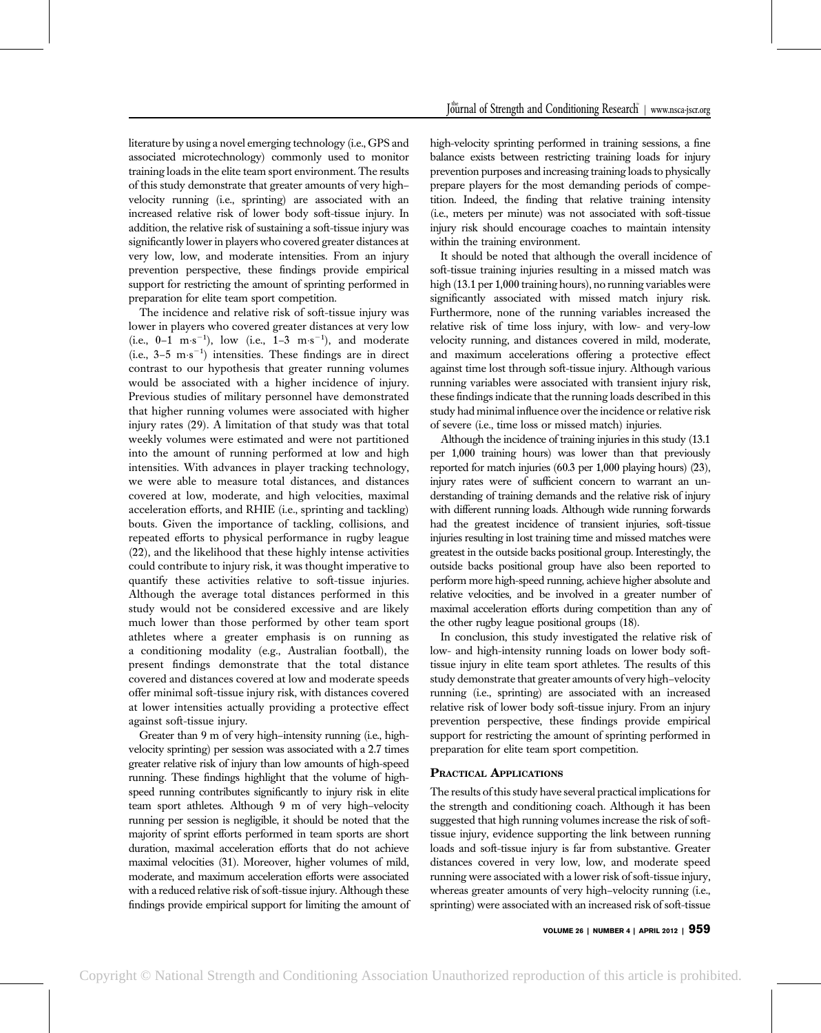literature by using a novel emerging technology (i.e., GPS and associated microtechnology) commonly used to monitor training loads in the elite team sport environment. The results of this study demonstrate that greater amounts of very high–velocity running (i.e., sprinting) are associated with an increased relative risk of lower body soft-tissue injury. In addition, the relative risk of sustaining a soft-tissue injury was significantly lower in players who covered greater distances at very low, low, and moderate intensities. From an injury prevention perspective, these findings provide empirical support for restricting the amount of sprinting performed in preparation for elite team sport competition.

The incidence and relative risk of soft-tissue injury was lower in players who covered greater distances at very low (i.e., 0–1 $m \cdot s^{-1}$), low (i.e., 1–3 $m \cdot s^{-1}$), and moderate (i.e., 3–5 $m \cdot s^{-1}$) intensities. These findings are in direct contrast to our hypothesis that greater running volumes would be associated with a higher incidence of injury. Previous studies of military personnel have demonstrated that higher running volumes were associated with higher injury rates (29). A limitation of that study was that total weekly volumes were estimated and were not partitioned into the amount of running performed at low and high intensities. With advances in player tracking technology, we were able to measure total distances, and distances covered at low, moderate, and high velocities, maximal acceleration efforts, and RHIE (i.e., sprinting and tackling) bouts. Given the importance of tackling, collisions, and repeated efforts to physical performance in rugby league (22), and the likelihood that these highly intense activities could contribute to injury risk, it was thought imperative to quantify these activities relative to soft-tissue injuries. Although the average total distances performed in this study would not be considered excessive and are likely much lower than those performed by other team sport athletes where a greater emphasis is on running as a conditioning modality (e.g., Australian football), the present findings demonstrate that the total distance covered and distances covered at low and moderate speeds offer minimal soft-tissue injury risk, with distances covered at lower intensities actually providing a protective effect against soft-tissue injury.

Greater than 9 m of very high–intensity running (i.e., high-velocity sprinting) per session was associated with a 2.7 times greater relative risk of injury than low amounts of high-speed running. These findings highlight that the volume of high-speed running contributes significantly to injury risk in elite team sport athletes. Although 9 m of very high–velocity running per session is negligible, it should be noted that the majority of sprint efforts performed in team sports are short duration, maximal acceleration efforts that do not achieve maximal velocities (31). Moreover, higher volumes of mild, moderate, and maximum acceleration efforts were associated with a reduced relative risk of soft-tissue injury. Although these findings provide empirical support for limiting the amount of high-velocity sprinting performed in training sessions, a fine balance exists between restricting training loads for injury prevention purposes and increasing training loads to physically prepare players for the most demanding periods of competition. Indeed, the finding that relative training intensity (i.e., meters per minute) was not associated with soft-tissue injury risk should encourage coaches to maintain intensity within the training environment.

It should be noted that although the overall incidence of soft-tissue training injuries resulting in a missed match was high (13.1 per 1,000 training hours), no running variables were significantly associated with missed match injury risk. Furthermore, none of the running variables increased the relative risk of time loss injury, with low- and very-low velocity running, and distances covered in mild, moderate, and maximum accelerations offering a protective effect against time lost through soft-tissue injury. Although various running variables were associated with transient injury risk, these findings indicate that the running loads described in this study had minimal influence over the incidence or relative risk of severe (i.e., time loss or missed match) injuries.

Although the incidence of training injuries in this study (13.1 per 1,000 training hours) was lower than that previously reported for match injuries (60.3 per 1,000 playing hours) (23), injury rates were of sufficient concern to warrant an understanding of training demands and the relative risk of injury with different running loads. Although wide running forwards had the greatest incidence of transient injuries, soft-tissue injuries resulting in lost training time and missed matches were greatest in the outside backs positional group. Interestingly, the outside backs positional group have also been reported to perform more high-speed running, achieve higher absolute and relative velocities, and be involved in a greater number of maximal acceleration efforts during competition than any of the other rugby league positional groups (18).

In conclusion, this study investigated the relative risk of low- and high-intensity running loads on lower body soft-tissue injury in elite team sport athletes. The results of this study demonstrate that greater amounts of very high–velocity running (i.e., sprinting) are associated with an increased relative risk of lower body soft-tissue injury. From an injury prevention perspective, these findings provide empirical support for restricting the amount of sprinting performed in preparation for elite team sport competition.

## Practical Applications

The results of this study have several practical implications for the strength and conditioning coach. Although it has been suggested that high running volumes increase the risk of soft-tissue injury, evidence supporting the link between running loads and soft-tissue injury is far from substantive. Greater distances covered in very low, low, and moderate speed running were associated with a lower risk of soft-tissue injury, whereas greater amounts of very high–velocity running (i.e., sprinting) were associated with an increased risk of soft-tissue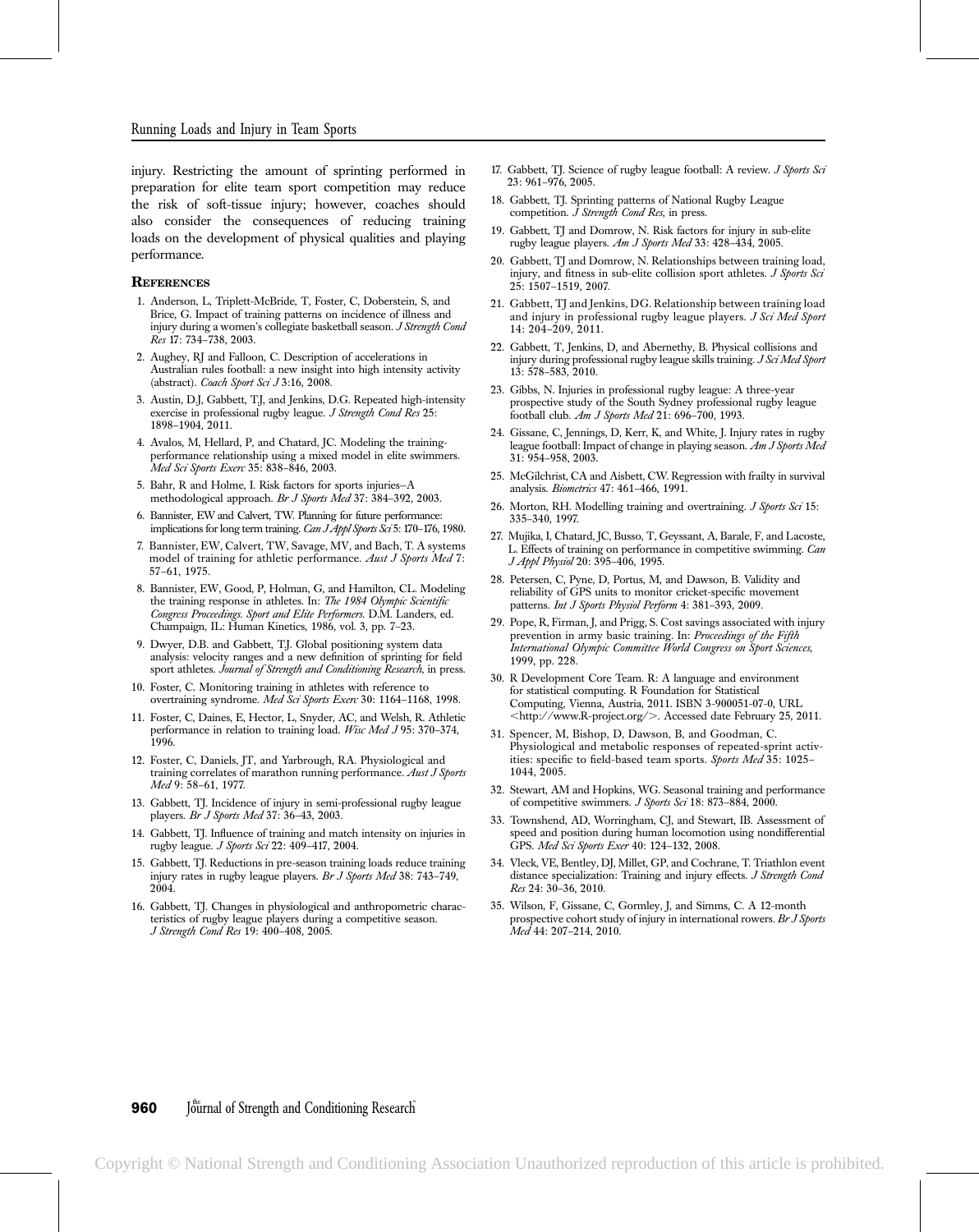injury. Restricting the amount of sprinting performed in preparation for elite team sport competition may reduce the risk of soft-tissue injury; however, coaches should also consider the consequences of reducing training loads on the development of physical qualities and playing performance.

## References

1. Anderson, L, Triplett-McBride, T, Foster, C, Doberstein, S, and Brice, G. Impact of training patterns on incidence of illness and injury during a women's collegiate basketball season. *J Strength Cond Res* 17: 734–738, 2003.
2. Aughey, RJ and Falloon, C. Description of accelerations in Australian rules football: a new insight into high intensity activity (abstract). *Coach Sport Sci J* 3:16, 2008.
3. Austin, D.J, Gabbett, T.J, and Jenkins, D.G. Repeated high-intensity exercise in professional rugby league. *J Strength Cond Res* 25: 1898–1904, 2011.
4. Avalos, M, Hellard, P, and Chatard, JC. Modeling the training-performance relationship using a mixed model in elite swimmers. *Med Sci Sports Exerc* 35: 838–846, 2003.
5. Bahr, R and Holme, I. Risk factors for sports injuries–A methodological approach. *Br J Sports Med* 37: 384–392, 2003.
6. Bannister, EW and Calvert, TW. Planning for future performance: implications for long term training. *Can J Appl Sports Sci* 5: 170–176, 1980.
7. Bannister, EW, Calvert, TW, Savage, MV, and Bach, T. A systems model of training for athletic performance. *Aust J Sports Med* 7: 57–61, 1975.
8. Bannister, EW, Good, P, Holman, G, and Hamilton, CL. Modeling the training response in athletes. In: *The 1984 Olympic Scientific Congress Proceedings. Sport and Elite Performers.* D.M. Landers, ed. Champaign, IL: Human Kinetics, 1986, vol. 3, pp. 7–23.
9. Dwyer, D.B. and Gabbett, T.J. Global positioning system data analysis: velocity ranges and a new definition of sprinting for field sport athletes. *Journal of Strength and Conditioning Research*, in press.
10. Foster, C. Monitoring training in athletes with reference to overtraining syndrome. *Med Sci Sports Exerc* 30: 1164–1168, 1998.
11. Foster, C, Daines, E, Hector, L, Snyder, AC, and Welsh, R. Athletic performance in relation to training load. *Wisc Med J* 95: 370–374, 1996.
12. Foster, C, Daniels, JT, and Yarbrough, RA. Physiological and training correlates of marathon running performance. *Aust J Sports Med* 9: 58–61, 1977.
13. Gabbett, TJ. Incidence of injury in semi-professional rugby league players. *Br J Sports Med* 37: 36–43, 2003.
14. Gabbett, TJ. Influence of training and match intensity on injuries in rugby league. *J Sports Sci* 22: 409–417, 2004.
15. Gabbett, TJ. Reductions in pre-season training loads reduce training injury rates in rugby league players. *Br J Sports Med* 38: 743–749, 2004.
16. Gabbett, TJ. Changes in physiological and anthropometric characteristics of rugby league players during a competitive season. *J Strength Cond Res* 19: 400–408, 2005.
17. Gabbett, TJ. Science of rugby league football: A review. *J Sports Sci* 23: 961–976, 2005.
18. Gabbett, TJ. Sprinting patterns of National Rugby League competition. *J Strength Cond Res*, in press.
19. Gabbett, TJ and Domrow, N. Risk factors for injury in sub-elite rugby league players. *Am J Sports Med* 33: 428–434, 2005.
20. Gabbett, TJ and Domrow, N. Relationships between training load, injury, and fitness in sub-elite collision sport athletes. *J Sports Sci* 25: 1507–1519, 2007.
21. Gabbett, TJ and Jenkins, DG. Relationship between training load and injury in professional rugby league players. *J Sci Med Sport* 14: 204–209, 2011.
22. Gabbett, T, Jenkins, D, and Abernethy, B. Physical collisions and injury during professional rugby league skills training. *J Sci Med Sport* 13: 578–583, 2010.
23. Gibbs, N. Injuries in professional rugby league: A three-year prospective study of the South Sydney professional rugby league football club. *Am J Sports Med* 21: 696–700, 1993.
24. Gissane, C, Jennings, D, Kerr, K, and White, J. Injury rates in rugby league football: Impact of change in playing season. *Am J Sports Med* 31: 954–958, 2003.
25. McGilchrist, CA and Aisbett, CW. Regression with frailty in survival analysis. *Biometrics* 47: 461–466, 1991.
26. Morton, RH. Modelling training and overtraining. *J Sports Sci* 15: 335–340, 1997.
27. Mujika, I, Chatard, JC, Busso, T, Geyssant, A, Barale, F, and Lacoste, L. Effects of training on performance in competitive swimming. *Can J Appl Physiol* 20: 395–406, 1995.
28. Petersen, C, Pyne, D, Portus, M, and Dawson, B. Validity and reliability of GPS units to monitor cricket-specific movement patterns. *Int J Sports Physiol Perform* 4: 381–393, 2009.
29. Pope, R, Firman, J, and Prigg, S. Cost savings associated with injury prevention in army basic training. In: *Proceedings of the Fifth International Olympic Committee World Congress on Sport Sciences,* 1999, pp. 228.
30. R Development Core Team. R: A language and environment for statistical computing. R Foundation for Statistical Computing, Vienna, Austria, 2011. ISBN 3-900051-07-0, URL <http://www.R-project.org/>. Accessed date February 25, 2011.
31. Spencer, M, Bishop, D, Dawson, B, and Goodman, C. Physiological and metabolic responses of repeated-sprint activities: specific to field-based team sports. *Sports Med* 35: 1025–1044, 2005.
32. Stewart, AM and Hopkins, WG. Seasonal training and performance of competitive swimmers. *J Sports Sci* 18: 873–884, 2000.
33. Townshend, AD, Worringham, CJ, and Stewart, IB. Assessment of speed and position during human locomotion using nondifferential GPS. *Med Sci Sports Exer* 40: 124–132, 2008.
34. Vleck, VE, Bentley, DJ, Millet, GP, and Cochrane, T. Triathlon event distance specialization: Training and injury effects. *J Strength Cond Res* 24: 30–36, 2010.
35. Wilson, F, Gissane, C, Gormley, J, and Simms, C. A 12-month prospective cohort study of injury in international rowers. *Br J Sports Med* 44: 207–214, 2010.